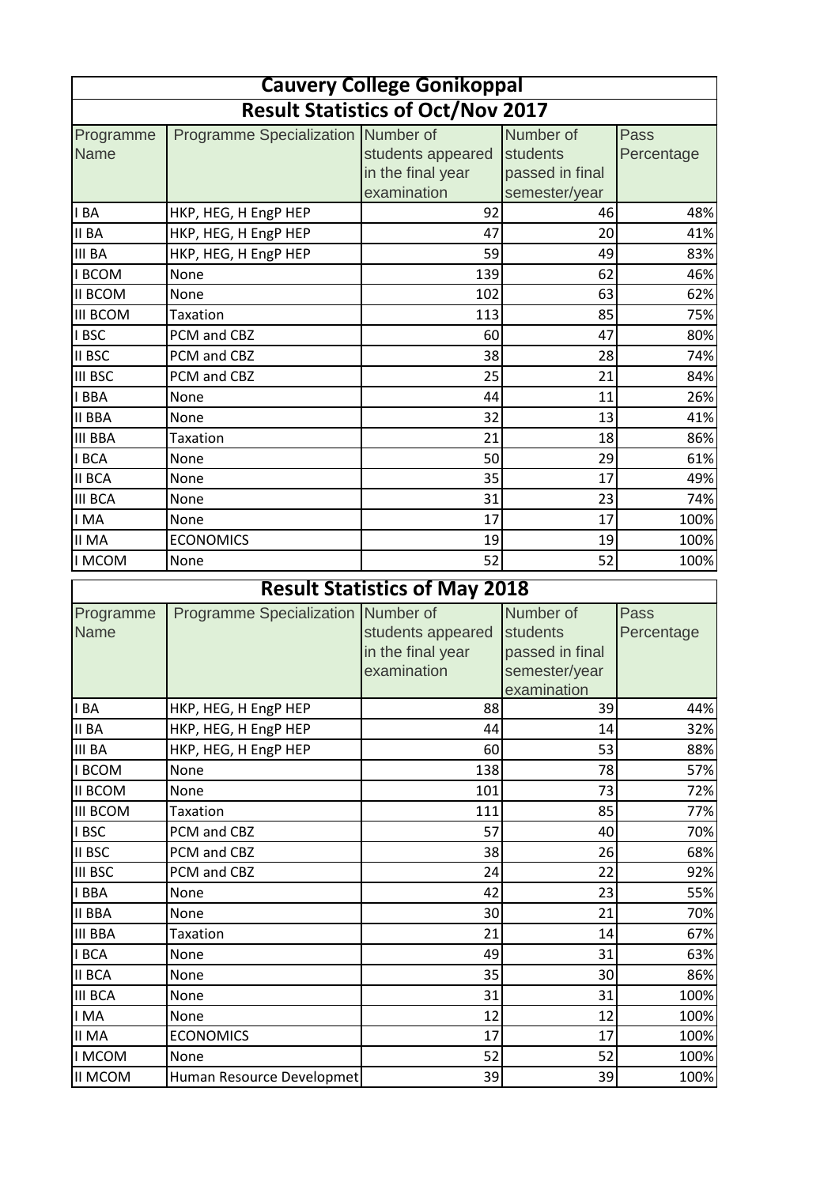# Cauvery College Gonikoppal

## Result Statistics of Oct/Nov 2017

| Programme Name | Programme Specialization | Number of students appeared in the final year examination | Number of students passed in final semester/year | Pass Percentage |
|---|---|---|---|---|
| I BA | HKP, HEG, H EngP HEP | 92 | 46 | 48% |
| II BA | HKP, HEG, H EngP HEP | 47 | 20 | 41% |
| III BA | HKP, HEG, H EngP HEP | 59 | 49 | 83% |
| I BCOM | None | 139 | 62 | 46% |
| II BCOM | None | 102 | 63 | 62% |
| III BCOM | Taxation | 113 | 85 | 75% |
| I BSC | PCM and CBZ | 60 | 47 | 80% |
| II BSC | PCM and CBZ | 38 | 28 | 74% |
| III BSC | PCM and CBZ | 25 | 21 | 84% |
| I BBA | None | 44 | 11 | 26% |
| II BBA | None | 32 | 13 | 41% |
| III BBA | Taxation | 21 | 18 | 86% |
| I BCA | None | 50 | 29 | 61% |
| II BCA | None | 35 | 17 | 49% |
| III BCA | None | 31 | 23 | 74% |
| I MA | None | 17 | 17 | 100% |
| II MA | ECONOMICS | 19 | 19 | 100% |
| I MCOM | None | 52 | 52 | 100% |

## Result Statistics of May 2018

| Programme Name | Programme Specialization | Number of students appeared in the final year examination | Number of students passed in final semester/year examination | Pass Percentage |
|---|---|---|---|---|
| I BA | HKP, HEG, H EngP HEP | 88 | 39 | 44% |
| II BA | HKP, HEG, H EngP HEP | 44 | 14 | 32% |
| III BA | HKP, HEG, H EngP HEP | 60 | 53 | 88% |
| I BCOM | None | 138 | 78 | 57% |
| II BCOM | None | 101 | 73 | 72% |
| III BCOM | Taxation | 111 | 85 | 77% |
| I BSC | PCM and CBZ | 57 | 40 | 70% |
| II BSC | PCM and CBZ | 38 | 26 | 68% |
| III BSC | PCM and CBZ | 24 | 22 | 92% |
| I BBA | None | 42 | 23 | 55% |
| II BBA | None | 30 | 21 | 70% |
| III BBA | Taxation | 21 | 14 | 67% |
| I BCA | None | 49 | 31 | 63% |
| II BCA | None | 35 | 30 | 86% |
| III BCA | None | 31 | 31 | 100% |
| I MA | None | 12 | 12 | 100% |
| II MA | ECONOMICS | 17 | 17 | 100% |
| I MCOM | None | 52 | 52 | 100% |
| II MCOM | Human Resource Developmet | 39 | 39 | 100% |